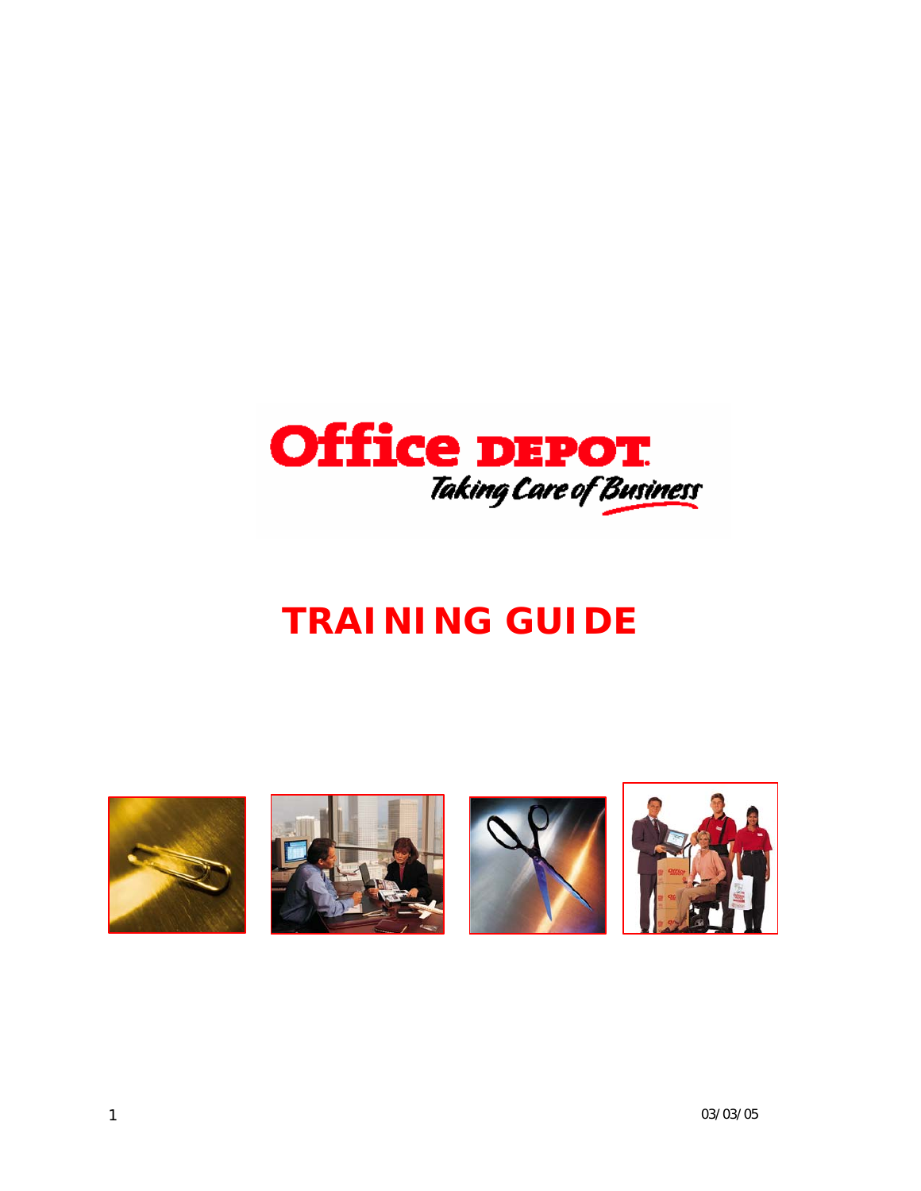Office DEPOT

*Taking Care of Business*

# TRAINING GUIDE

03/03/05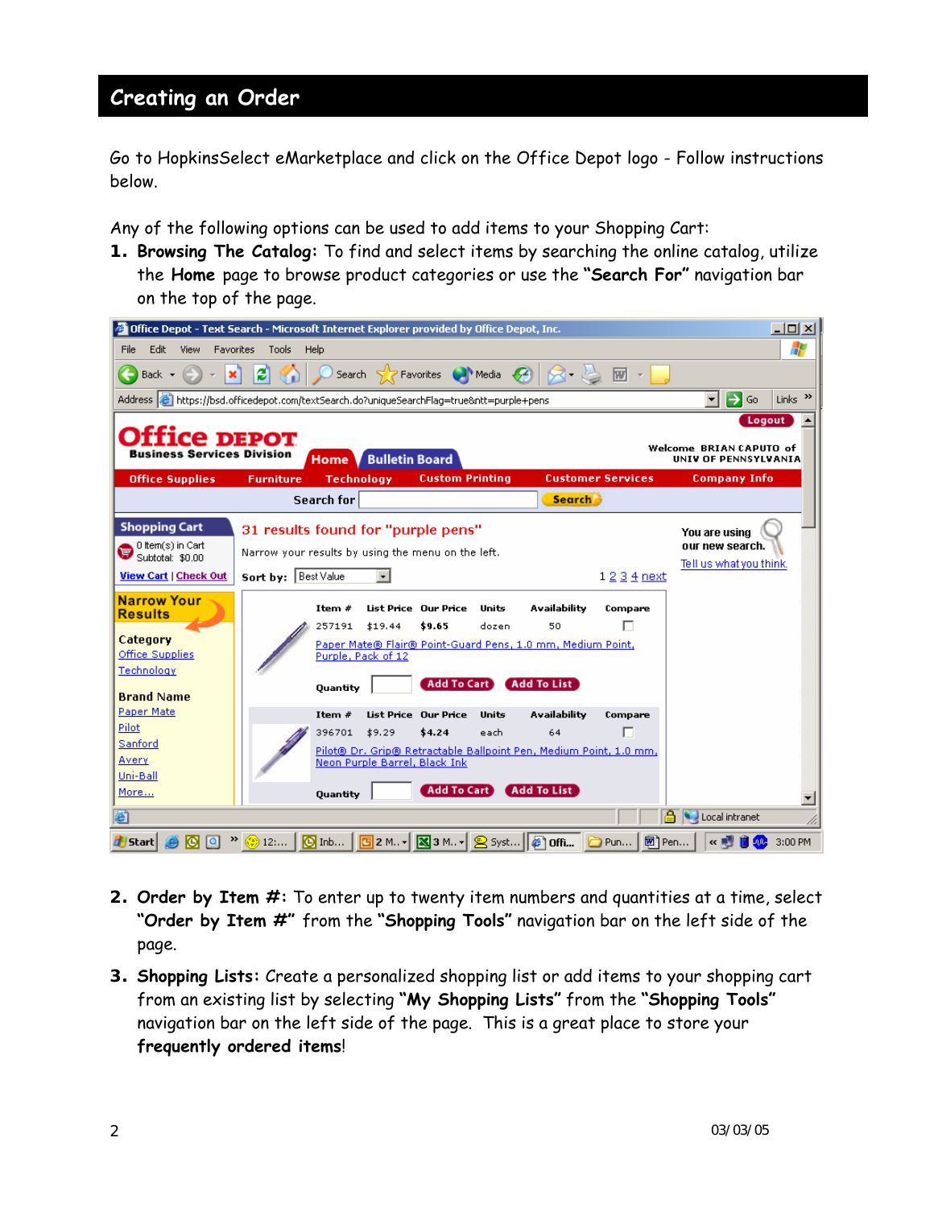# Creating an Order

Go to HopkinsSelect eMarketplace and click on the Office Depot logo - Follow instructions below.

Any of the following options can be used to add items to your Shopping Cart:

1. **Browsing The Catalog:** To find and select items by searching the online catalog, utilize the **Home** page to browse product categories or use the **"Search For"** navigation bar on the top of the page.

2. **Order by Item #:** To enter up to twenty item numbers and quantities at a time, select **"Order by Item #"** from the **"Shopping Tools"** navigation bar on the left side of the page.

3. **Shopping Lists:** Create a personalized shopping list or add items to your shopping cart from an existing list by selecting **"My Shopping Lists"** from the **"Shopping Tools"** navigation bar on the left side of the page. This is a great place to store your **frequently ordered items**!

03/03/05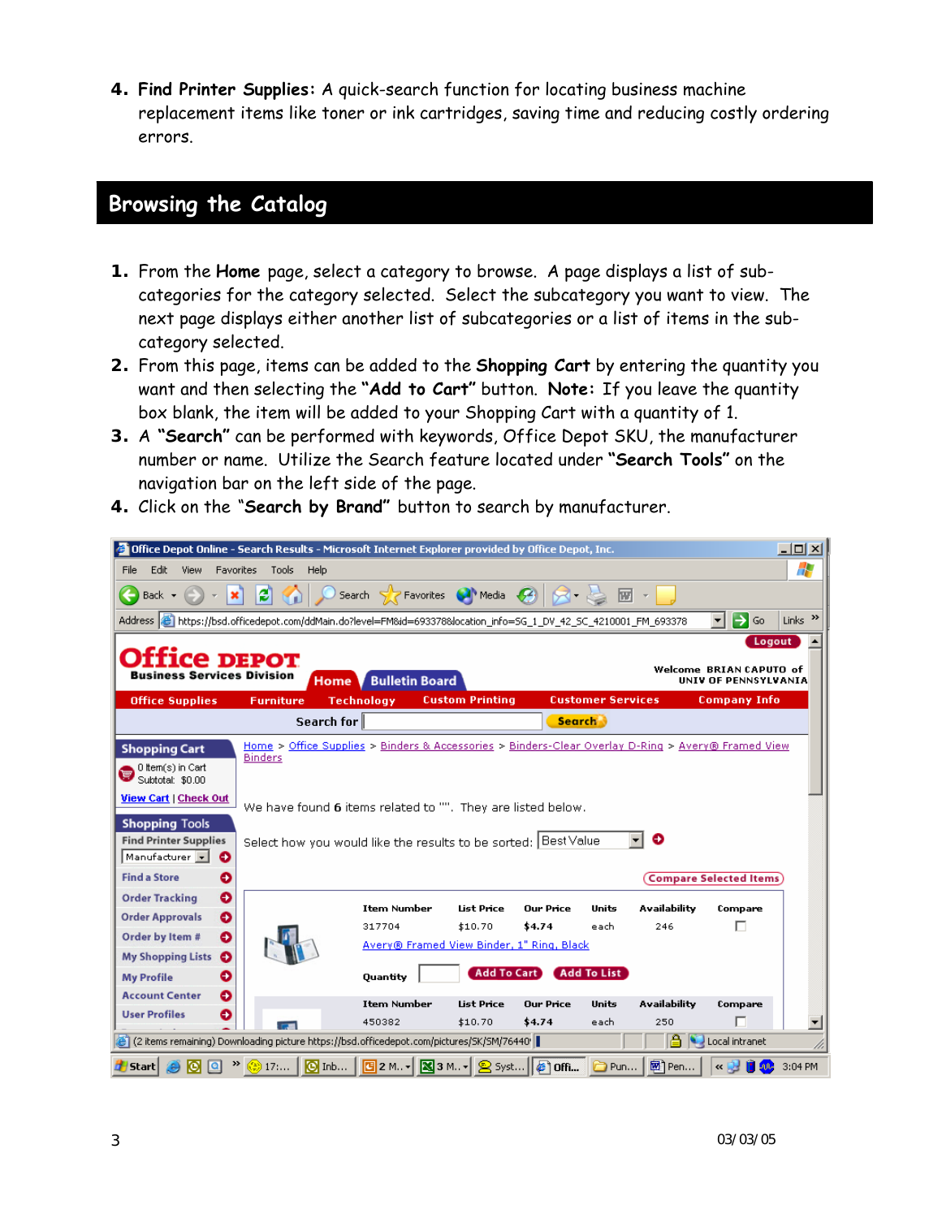4. **Find Printer Supplies:** A quick-search function for locating business machine replacement items like toner or ink cartridges, saving time and reducing costly ordering errors.

## Browsing the Catalog

1. From the **Home** page, select a category to browse. A page displays a list of sub-categories for the category selected. Select the subcategory you want to view. The next page displays either another list of subcategories or a list of items in the sub-category selected.
2. From this page, items can be added to the **Shopping Cart** by entering the quantity you want and then selecting the **"Add to Cart"** button. **Note:** If you leave the quantity box blank, the item will be added to your Shopping Cart with a quantity of 1.
3. A **"Search"** can be performed with keywords, Office Depot SKU, the manufacturer number or name. Utilize the Search feature located under **"Search Tools"** on the navigation bar on the left side of the page.
4. Click on the "**Search by Brand"** button to search by manufacturer.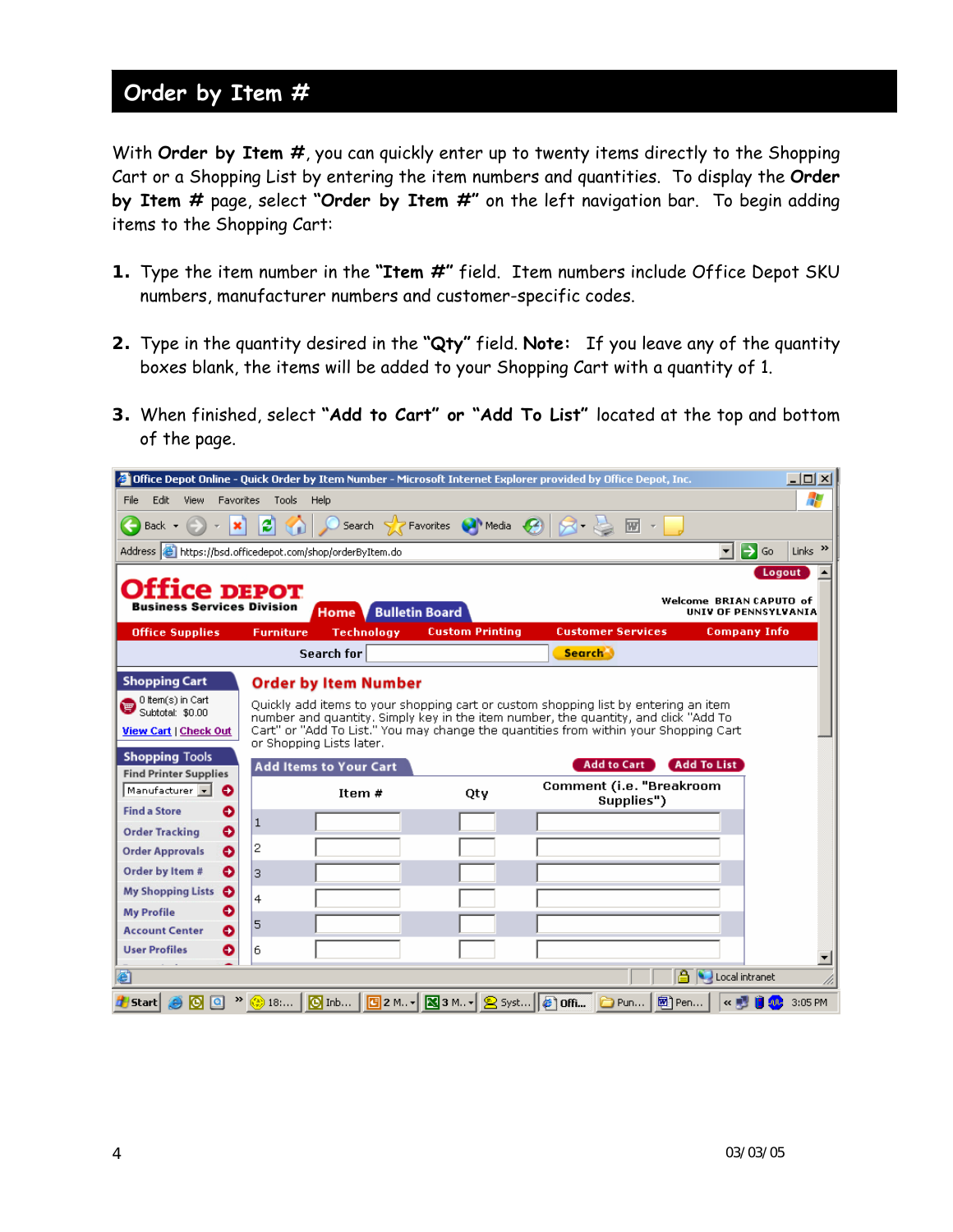## Order by Item #

With **Order by Item #**, you can quickly enter up to twenty items directly to the Shopping Cart or a Shopping List by entering the item numbers and quantities. To display the **Order by Item #** page, select **"Order by Item #"** on the left navigation bar. To begin adding items to the Shopping Cart:

1. Type the item number in the **"Item #"** field. Item numbers include Office Depot SKU numbers, manufacturer numbers and customer-specific codes.

2. Type in the quantity desired in the **"Qty"** field. **Note:** If you leave any of the quantity boxes blank, the items will be added to your Shopping Cart with a quantity of 1.

3. When finished, select **"Add to Cart" or "Add To List"** located at the top and bottom of the page.

Office Depot Online - Quick Order by Item Number - Microsoft Internet Explorer provided by Office Depot, Inc.

File Edit View Favorites Tools Help

Back Search Favorites Media

Address https://bsd.officedepot.com/shop/orderByItem.do Go Links

Logout

**Office DEPOT**
**Business Services Division**

Home | Bulletin Board

Welcome BRIAN CAPUTO of UNIV OF PENNSYLVANIA

Office Supplies | Furniture | Technology | Custom Printing | Customer Services | Company Info

Search for [ ] Search

**Shopping Cart**
0 Item(s) in Cart
Subtotal: $0.00
View Cart | Check Out

**Shopping Tools**
Find Printer Supplies
Manufacturer
Find a Store
Order Tracking
Order Approvals
Order by Item #
My Shopping Lists
My Profile
Account Center
User Profiles

**Order by Item Number**

Quickly add items to your shopping cart or custom shopping list by entering an item number and quantity. Simply key in the item number, the quantity, and click "Add To Cart" or "Add To List." You may change the quantities from within your Shopping Cart or Shopping Lists later.

**Add Items to Your Cart** — Add to Cart | Add To List

| | Item # | Qty | Comment (i.e. "Breakroom Supplies") |
|---|---|---|---|
| 1 | | | |
| 2 | | | |
| 3 | | | |
| 4 | | | |
| 5 | | | |
| 6 | | | |

Local intranet

Start 3:05 PM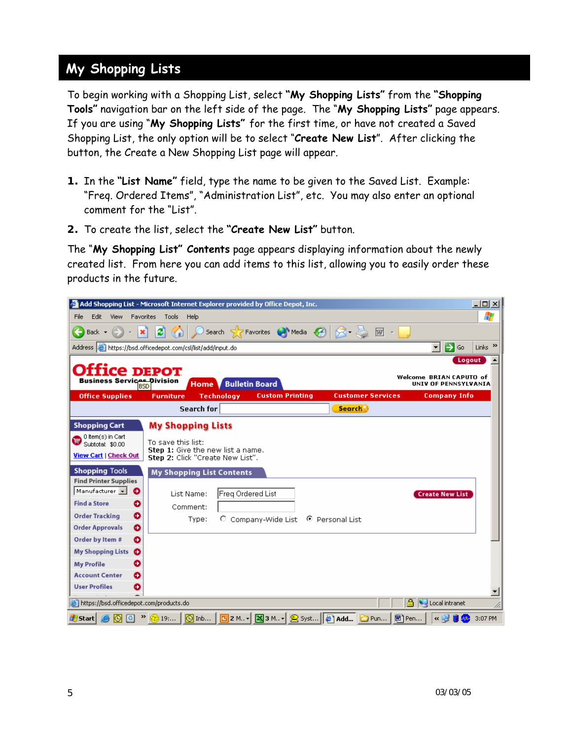# My Shopping Lists

To begin working with a Shopping List, select **"My Shopping Lists"** from the **"Shopping Tools"** navigation bar on the left side of the page. The "**My Shopping Lists"** page appears. If you are using "**My Shopping Lists"** for the first time, or have not created a Saved Shopping List, the only option will be to select "**Create New List**". After clicking the button, the Create a New Shopping List page will appear.

1. In the **"List Name"** field, type the name to be given to the Saved List. Example: "Freq. Ordered Items", "Administration List", etc. You may also enter an optional comment for the "List".
2. To create the list, select the **"Create New List"** button.

The "**My Shopping List" Contents** page appears displaying information about the newly created list. From here you can add items to this list, allowing you to easily order these products in the future.

03/03/05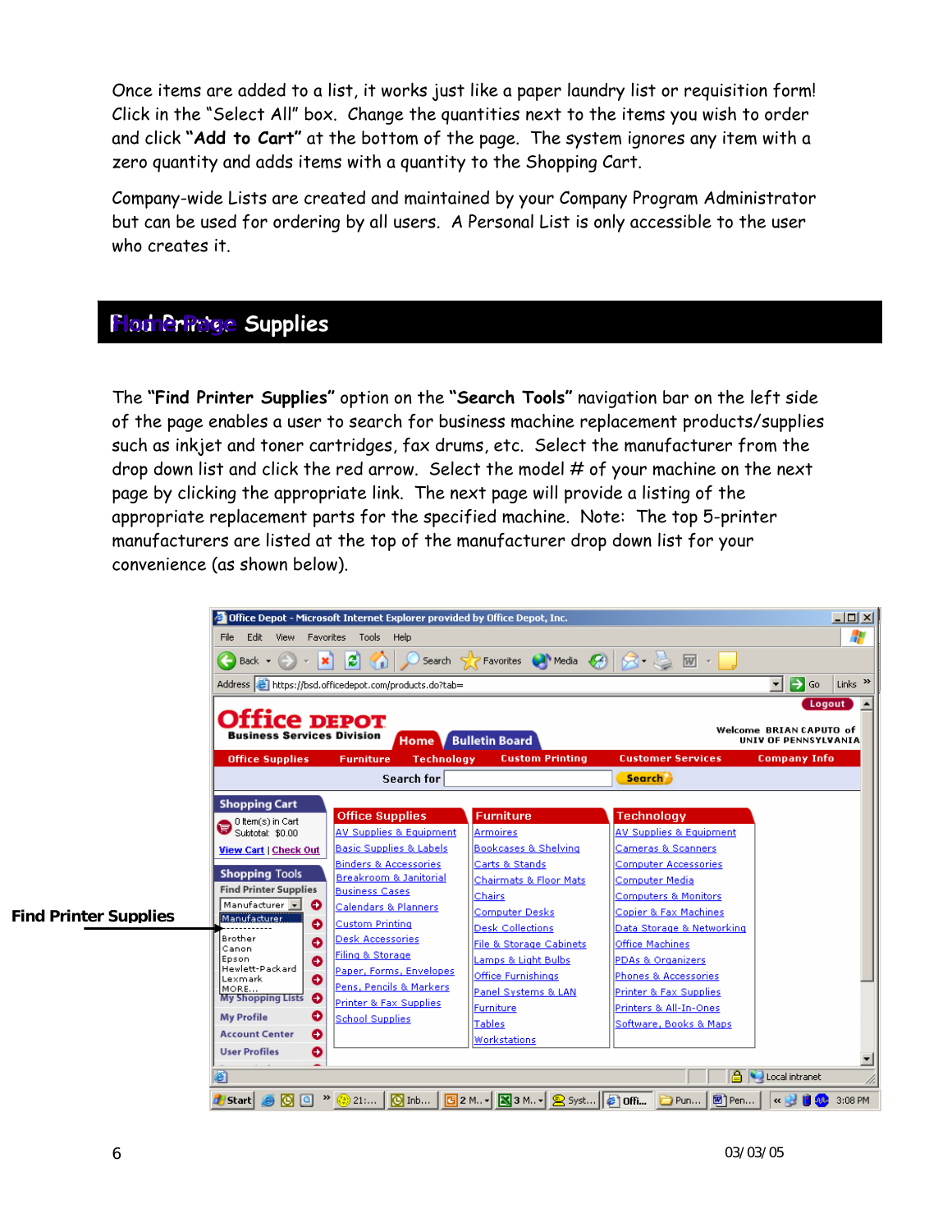Once items are added to a list, it works just like a paper laundry list or requisition form! Click in the "Select All" box. Change the quantities next to the items you wish to order and click **"Add to Cart"** at the bottom of the page. The system ignores any item with a zero quantity and adds items with a quantity to the Shopping Cart.

Company-wide Lists are created and maintained by your Company Program Administrator but can be used for ordering by all users. A Personal List is only accessible to the user who creates it.

## Find Printer Supplies

The **"Find Printer Supplies"** option on the **"Search Tools"** navigation bar on the left side of the page enables a user to search for business machine replacement products/supplies such as inkjet and toner cartridges, fax drums, etc. Select the manufacturer from the drop down list and click the red arrow. Select the model # of your machine on the next page by clicking the appropriate link. The next page will provide a listing of the appropriate replacement parts for the specified machine. Note: The top 5-printer manufacturers are listed at the top of the manufacturer drop down list for your convenience (as shown below).

**Find Printer Supplies**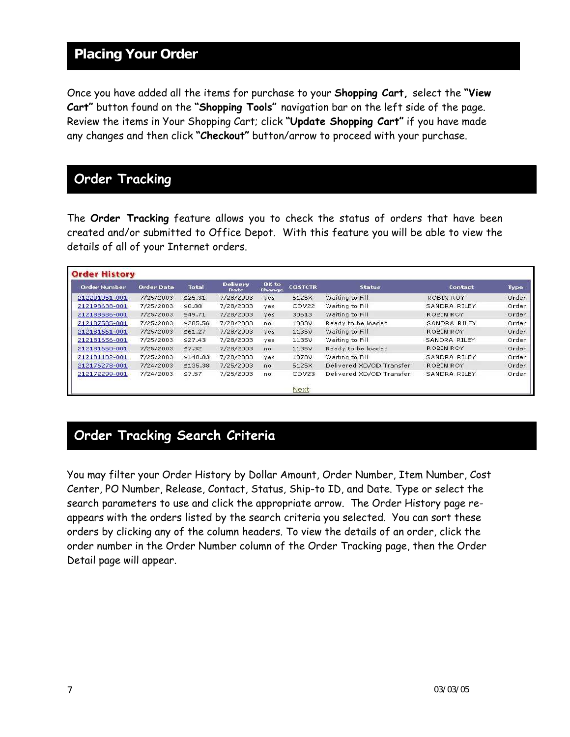## Placing Your Order

Once you have added all the items for purchase to your **Shopping Cart,** select the **"View Cart"** button found on the **"Shopping Tools"** navigation bar on the left side of the page. Review the items in Your Shopping Cart; click **"Update Shopping Cart"** if you have made any changes and then click **"Checkout"** button/arrow to proceed with your purchase.

## Order Tracking

The **Order Tracking** feature allows you to check the status of orders that have been created and/or submitted to Office Depot. With this feature you will be able to view the details of all of your Internet orders.

**Order History**

| Order Number | Order Date | Total | Delivery Date | OK to Change | COSTCTR | Status | Contact | Type |
|---|---|---|---|---|---|---|---|---|
| 212201951-001 | 7/25/2003 | $25.31 | 7/28/2003 | yes | 5125X | Waiting to Fill | ROBIN ROY | Order |
| 212198638-001 | 7/25/2003 | $0.00 | 7/28/2003 | yes | CDV22 | Waiting to Fill | SANDRA RILEY | Order |
| 212188586-001 | 7/25/2003 | $49.71 | 7/28/2003 | yes | 30613 | Waiting to Fill | ROBIN ROY | Order |
| 212187585-001 | 7/25/2003 | $285.56 | 7/28/2003 | no | 1083V | Ready to be loaded | SANDRA RILEY | Order |
| 212181661-001 | 7/25/2003 | $61.27 | 7/28/2003 | yes | 1135V | Waiting to Fill | ROBIN ROY | Order |
| 212181656-001 | 7/25/2003 | $27.43 | 7/28/2003 | yes | 1135V | Waiting to Fill | SANDRA RILEY | Order |
| 212181650-001 | 7/25/2003 | $7.32 | 7/28/2003 | no | 1135V | Ready to be loaded | ROBIN ROY | Order |
| 212181102-001 | 7/25/2003 | $148.83 | 7/28/2003 | yes | 1078V | Waiting to Fill | SANDRA RILEY | Order |
| 212176278-001 | 7/24/2003 | $135.38 | 7/25/2003 | no | 5125X | Delivered XD/OD Transfer | ROBIN ROY | Order |
| 212172299-001 | 7/24/2003 | $7.57 | 7/25/2003 | no | CDV23 | Delivered XD/OD Transfer | SANDRA RILEY | Order |

Next

## Order Tracking Search Criteria

You may filter your Order History by Dollar Amount, Order Number, Item Number, Cost Center, PO Number, Release, Contact, Status, Ship-to ID, and Date. Type or select the search parameters to use and click the appropriate arrow. The Order History page re-appears with the orders listed by the search criteria you selected. You can sort these orders by clicking any of the column headers. To view the details of an order, click the order number in the Order Number column of the Order Tracking page, then the Order Detail page will appear.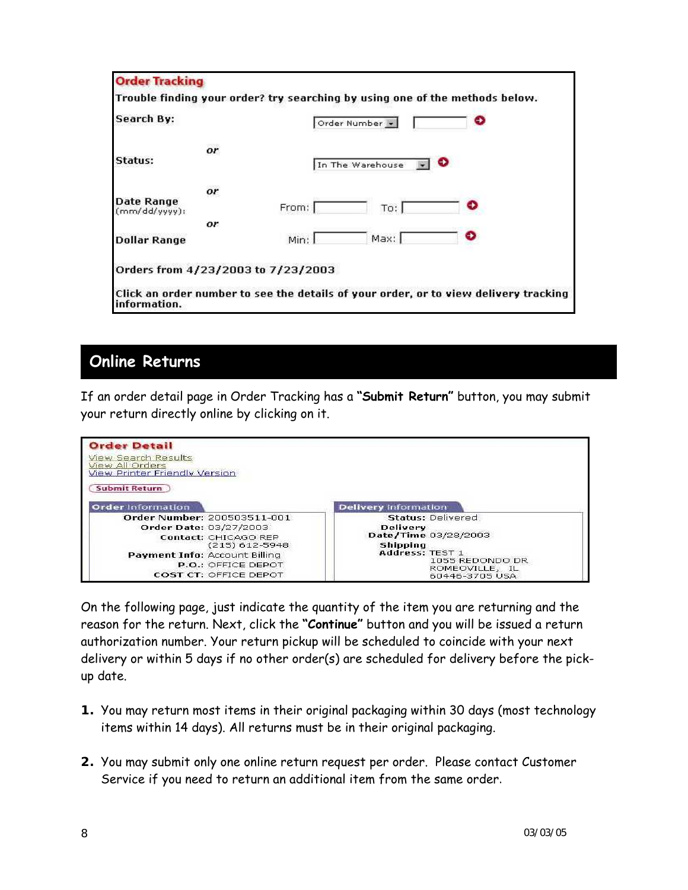**Order Tracking**

Trouble finding your order? try searching by using one of the methods below.

| | | | | |
|---|---|---|---|---|
| Search By: | | Order Number | | |
| | *or* | | | |
| Status: | | In The Warehouse | | |
| | *or* | | | |
| Date Range (mm/dd/yyyy): | | From: | To: | |
| | *or* | | | |
| Dollar Range | | Min: | Max: | |

Orders from 4/23/2003 to 7/23/2003

Click an order number to see the details of your order, or to view delivery tracking information.

## Online Returns

If an order detail page in Order Tracking has a **"Submit Return"** button, you may submit your return directly online by clicking on it.

**Order Detail**

View Search Results
View All Orders
View Printer Friendly Version

Submit Return

| Order Information | | Delivery Information | |
|---|---|---|---|
| Order Number: | 200503511-001 | Status: | Delivered |
| Order Date: | 03/27/2003 | Delivery Date/Time | 03/28/2003 |
| Contact: | CHICAGO REP (215) 612-5948 | Shipping Address: | TEST 1 1055 REDONDO DR ROMEOVILLE, IL 60446-3705 USA |
| Payment Info: | Account Billing | | |
| P.O.: | OFFICE DEPOT | | |
| COST CT: | OFFICE DEPOT | | |

On the following page, just indicate the quantity of the item you are returning and the reason for the return. Next, click the **"Continue"** button and you will be issued a return authorization number. Your return pickup will be scheduled to coincide with your next delivery or within 5 days if no other order(s) are scheduled for delivery before the pick-up date.

1. You may return most items in their original packaging within 30 days (most technology items within 14 days). All returns must be in their original packaging.

2. You may submit only one online return request per order. Please contact Customer Service if you need to return an additional item from the same order.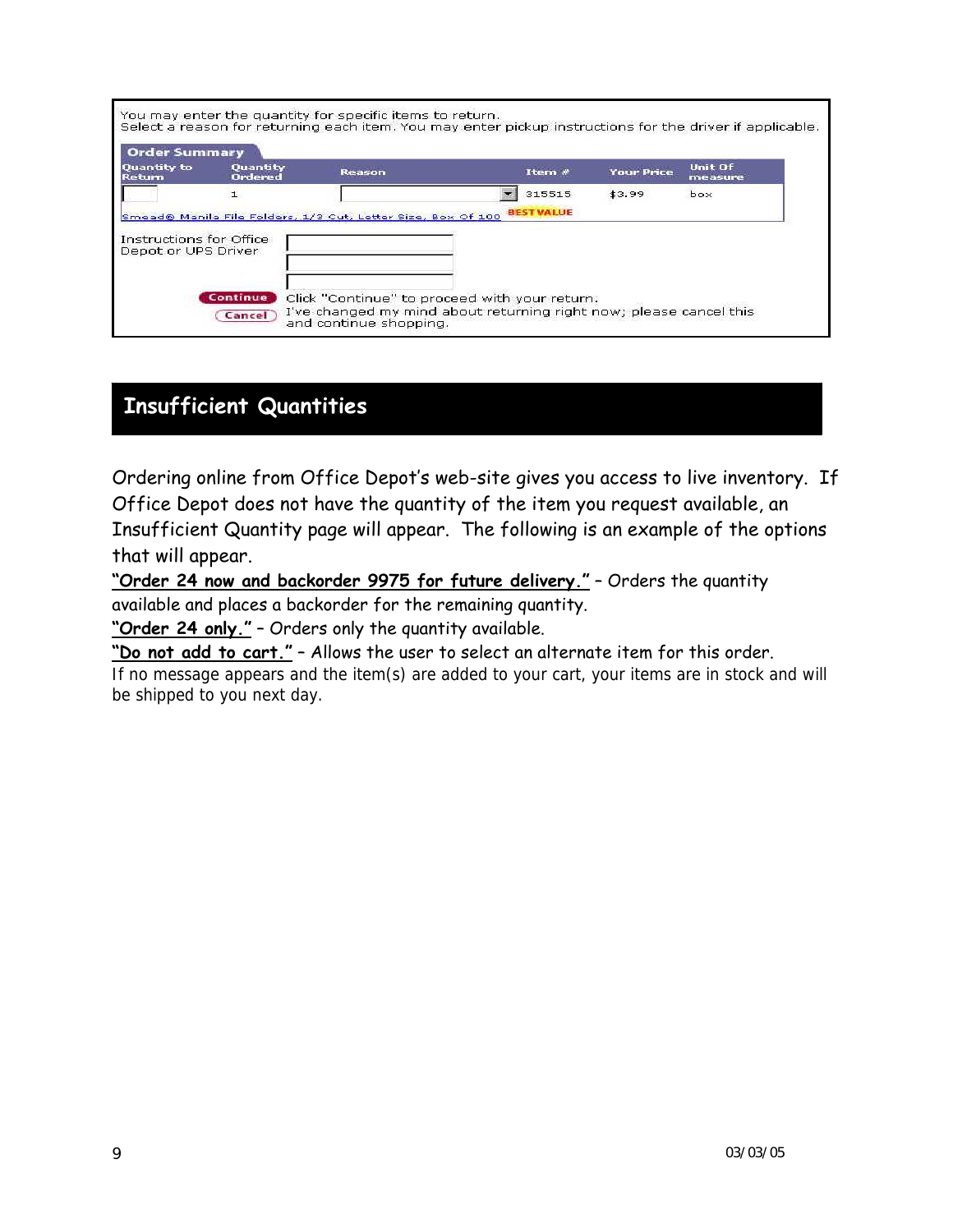You may enter the quantity for specific items to return.
Select a reason for returning each item. You may enter pickup instructions for the driver if applicable.

**Order Summary**

| Quantity to Return | Quantity Ordered | Reason | Item # | Your Price | Unit Of measure |
|---|---|---|---|---|---|
| | 1 | | 315515 | $3.99 | box |

Smead® Manila File Folders, 1/3 Cut, Letter Size, Box Of 100 BEST VALUE

Instructions for Office Depot or UPS Driver

Continue — Click "Continue" to proceed with your return.

Cancel — I've changed my mind about returning right now; please cancel this and continue shopping.

## Insufficient Quantities

Ordering online from Office Depot's web-site gives you access to live inventory. If Office Depot does not have the quantity of the item you request available, an Insufficient Quantity page will appear. The following is an example of the options that will appear.

**"Order 24 now and backorder 9975 for future delivery."** – Orders the quantity available and places a backorder for the remaining quantity.

**"Order 24 only."** – Orders only the quantity available.

**"Do not add to cart."** – Allows the user to select an alternate item for this order.

If no message appears and the item(s) are added to your cart, your items are in stock and will be shipped to you next day.